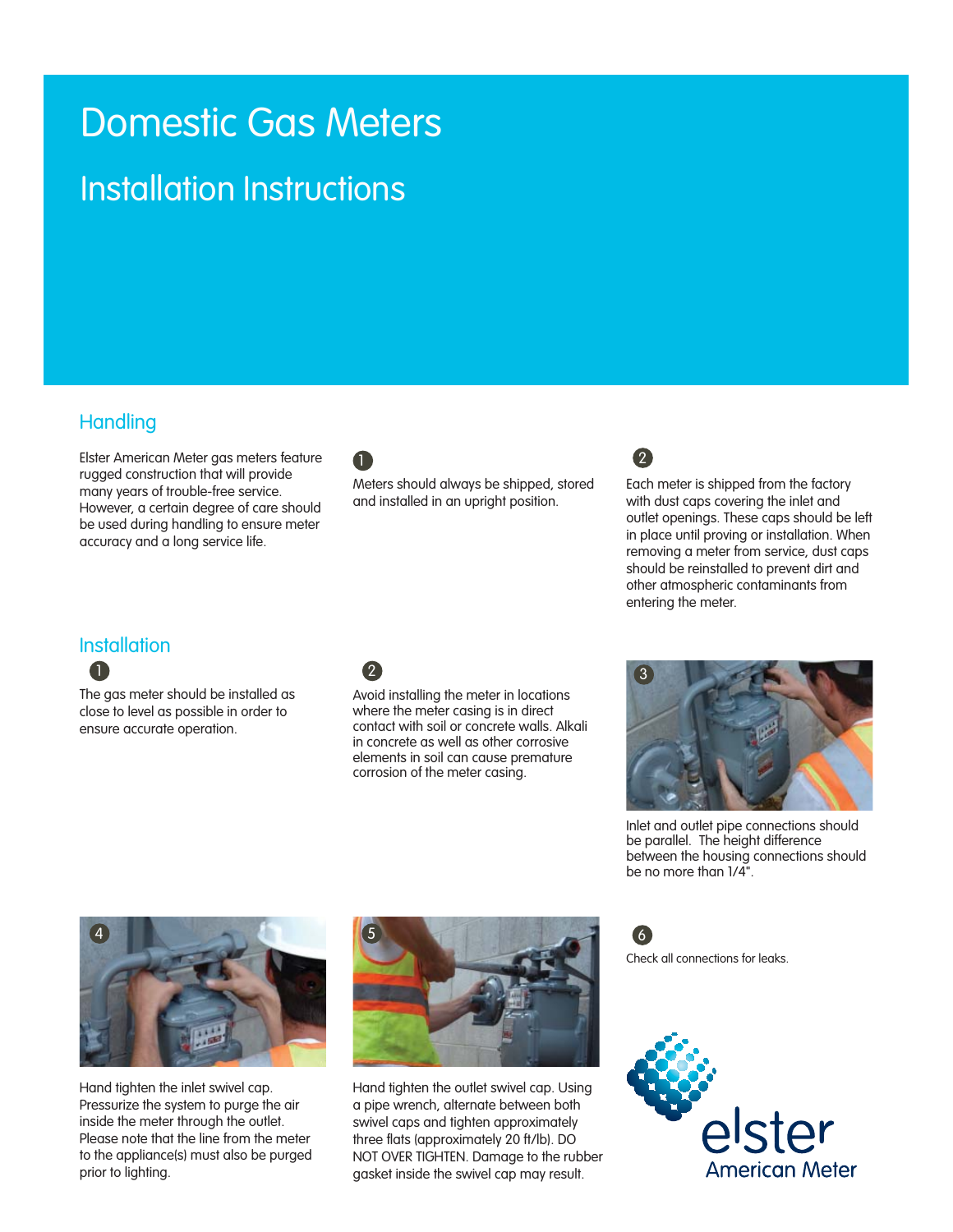# Domestic Gas Meters

## Installation Instructions

### Handling

Elster American Meter gas meters feature rugged construction that will provide many years of trouble-free service. However, a certain degree of care should be used during handling to ensure meter accuracy and a long service life.

1. Meters should always be shipped, stored and installed in an upright position.

2. Each meter is shipped from the factory with dust caps covering the inlet and outlet openings. These caps should be left in place until proving or installation. When removing a meter from service, dust caps should be reinstalled to prevent dirt and other atmospheric contaminants from entering the meter.

### Installation

1. The gas meter should be installed as close to level as possible in order to ensure accurate operation.

2. Avoid installing the meter in locations where the meter casing is in direct contact with soil or concrete walls. Alkali in concrete as well as other corrosive elements in soil can cause premature corrosion of the meter casing.

3. Inlet and outlet pipe connections should be parallel. The height difference between the housing connections should be no more than 1/4".

4. Hand tighten the inlet swivel cap. Pressurize the system to purge the air inside the meter through the outlet. Please note that the line from the meter to the appliance(s) must also be purged prior to lighting.

5. Hand tighten the outlet swivel cap. Using a pipe wrench, alternate between both swivel caps and tighten approximately three flats (approximately 20 ft/lb). DO NOT OVER TIGHTEN. Damage to the rubber gasket inside the swivel cap may result.

6. Check all connections for leaks.

elster
American Meter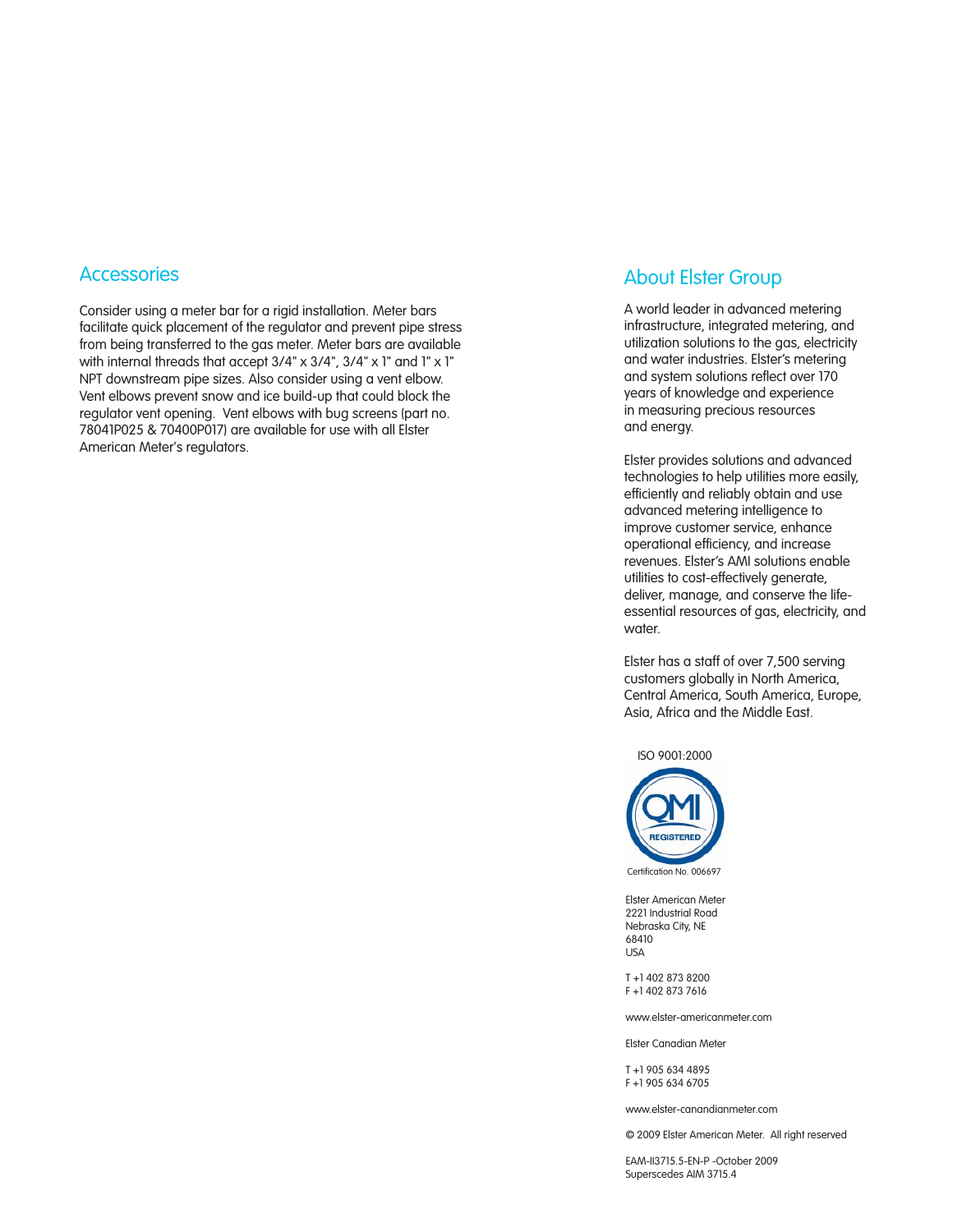## Accessories

Consider using a meter bar for a rigid installation. Meter bars facilitate quick placement of the regulator and prevent pipe stress from being transferred to the gas meter. Meter bars are available with internal threads that accept 3/4" x 3/4", 3/4" x 1" and 1" x 1" NPT downstream pipe sizes. Also consider using a vent elbow. Vent elbows prevent snow and ice build-up that could block the regulator vent opening. Vent elbows with bug screens (part no. 78041P025 & 70400P017) are available for use with all Elster American Meter's regulators.

## About Elster Group

A world leader in advanced metering infrastructure, integrated metering, and utilization solutions to the gas, electricity and water industries. Elster's metering and system solutions reflect over 170 years of knowledge and experience in measuring precious resources and energy.

Elster provides solutions and advanced technologies to help utilities more easily, efficiently and reliably obtain and use advanced metering intelligence to improve customer service, enhance operational efficiency, and increase revenues. Elster's AMI solutions enable utilities to cost-effectively generate, deliver, manage, and conserve the life-essential resources of gas, electricity, and water.

Elster has a staff of over 7,500 serving customers globally in North America, Central America, South America, Europe, Asia, Africa and the Middle East.

ISO 9001:2000

QMI REGISTERED

Certification No. 006697

Elster American Meter
2221 Industrial Road
Nebraska City, NE
68410
USA

T +1 402 873 8200
F +1 402 873 7616

www.elster-americanmeter.com

Elster Canadian Meter

T +1 905 634 4895
F +1 905 634 6705

www.elster-canandianmeter.com

© 2009 Elster American Meter. All right reserved

EAM-II3715.5-EN-P -October 2009
Superscedes AIM 3715.4